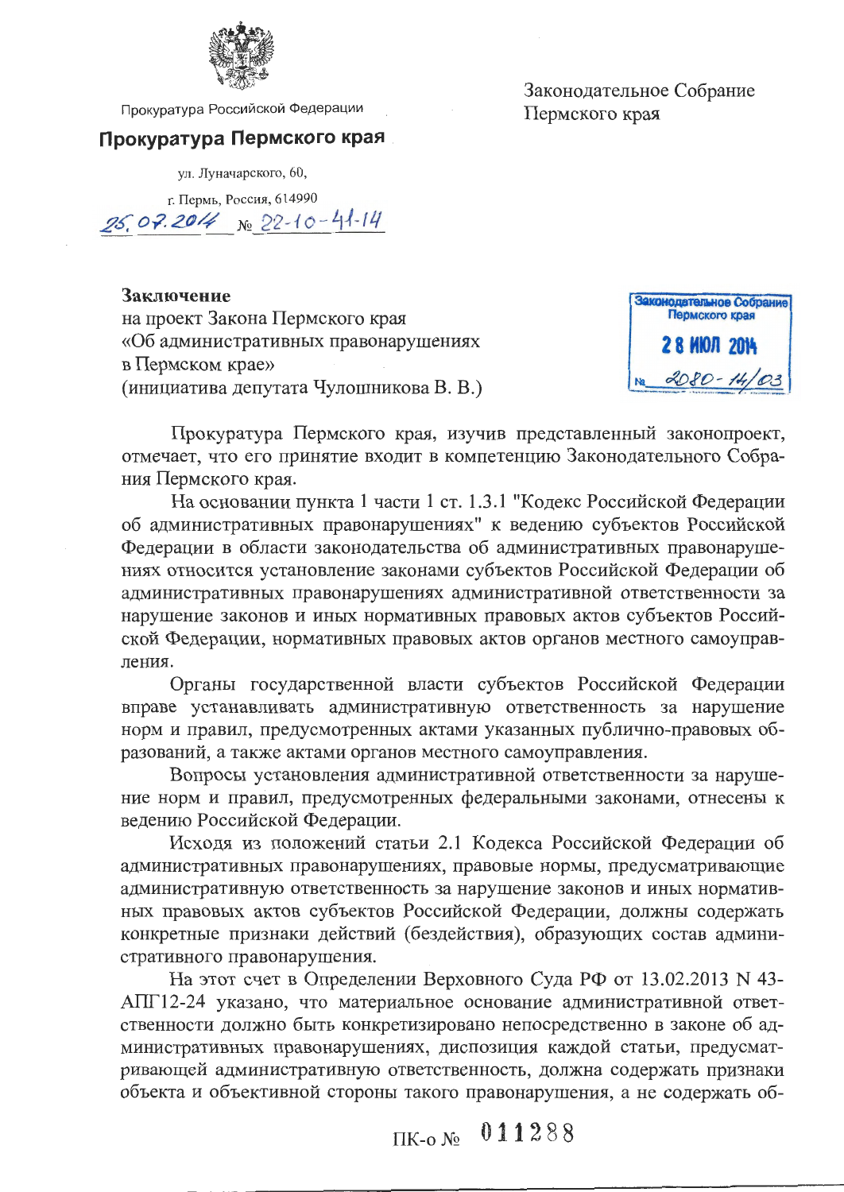Прокуратура Российской Федерации

**Прокуратура Пермского края**

ул. Луначарского, 60,

г. Пермь, Россия, 614990

25.07.2014 № 22-10-41-14

Законодательное Собрание
Пермского края

Законодательное Собрание Пермского края
28 ИЮЛ 2014
№ 2080-14/03

**Заключение**
на проект Закона Пермского края
«Об административных правонарушениях
в Пермском крае»
(инициатива депутата Чулошникова В. В.)

Прокуратура Пермского края, изучив представленный законопроект, отмечает, что его принятие входит в компетенцию Законодательного Собрания Пермского края.

На основании пункта 1 части 1 ст. 1.3.1 "Кодекс Российской Федерации об административных правонарушениях" к ведению субъектов Российской Федерации в области законодательства об административных правонарушениях относится установление законами субъектов Российской Федерации об административных правонарушениях административной ответственности за нарушение законов и иных нормативных правовых актов субъектов Российской Федерации, нормативных правовых актов органов местного самоуправления.

Органы государственной власти субъектов Российской Федерации вправе устанавливать административную ответственность за нарушение норм и правил, предусмотренных актами указанных публично-правовых образований, а также актами органов местного самоуправления.

Вопросы установления административной ответственности за нарушение норм и правил, предусмотренных федеральными законами, отнесены к ведению Российской Федерации.

Исходя из положений статьи 2.1 Кодекса Российской Федерации об административных правонарушениях, правовые нормы, предусматривающие административную ответственность за нарушение законов и иных нормативных правовых актов субъектов Российской Федерации, должны содержать конкретные признаки действий (бездействия), образующих состав административного правонарушения.

На этот счет в Определении Верховного Суда РФ от 13.02.2013 N 43-АПГ12-24 указано, что материальное основание административной ответственности должно быть конкретизировано непосредственно в законе об административных правонарушениях, диспозиция каждой статьи, предусматривающей административную ответственность, должна содержать признаки объекта и объективной стороны такого правонарушения, а не содержать об-

ПК-о № 011288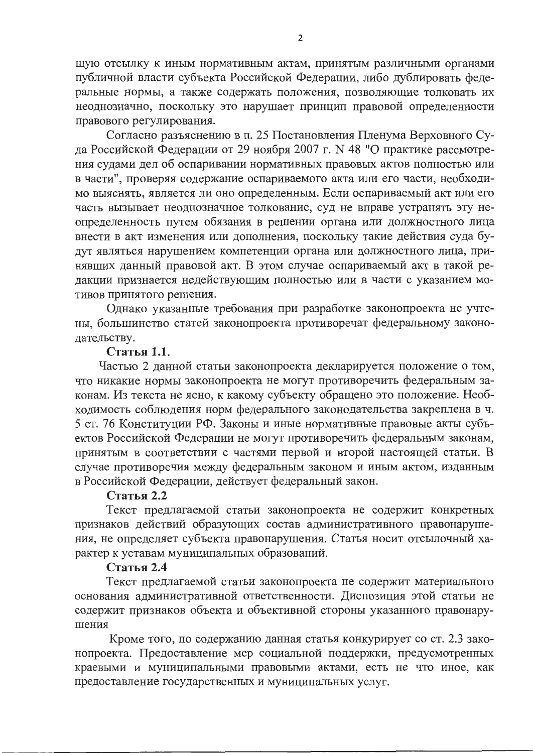щую отсылку к иным нормативным актам, принятым различными органами публичной власти субъекта Российской Федерации, либо дублировать федеральные нормы, а также содержать положения, позволяющие толковать их неоднозначно, поскольку это нарушает принцип правовой определенности правового регулирования.

Согласно разъяснению в п. 25 Постановления Пленума Верховного Суда Российской Федерации от 29 ноября 2007 г. N 48 "О практике рассмотрения судами дел об оспаривании нормативных правовых актов полностью или в части", проверяя содержание оспариваемого акта или его части, необходимо выяснять, является ли оно определенным. Если оспариваемый акт или его часть вызывает неоднозначное толкование, суд не вправе устранять эту неопределенность путем обязания в решении органа или должностного лица внести в акт изменения или дополнения, поскольку такие действия суда будут являться нарушением компетенции органа или должностного лица, принявших данный правовой акт. В этом случае оспариваемый акт в такой редакции признается недействующим полностью или в части с указанием мотивов принятого решения.

Однако указанные требования при разработке законопроекта не учтены, большинство статей законопроекта противоречат федеральному законодательству.

**Статья 1.1.**

Частью 2 данной статьи законопроекта декларируется положение о том, что никакие нормы законопроекта не могут противоречить федеральным законам. Из текста не ясно, к какому субъекту обращено это положение. Необходимость соблюдения норм федерального законодательства закреплена в ч. 5 ст. 76 Конституции РФ. Законы и иные нормативные правовые акты субъектов Российской Федерации не могут противоречить федеральным законам, принятым в соответствии с частями первой и второй настоящей статьи. В случае противоречия между федеральным законом и иным актом, изданным в Российской Федерации, действует федеральный закон.

**Статья 2.2**

Текст предлагаемой статьи законопроекта не содержит конкретных признаков действий образующих состав административного правонарушения, не определяет субъекта правонарушения. Статья носит отсылочный характер к уставам муниципальных образований.

**Статья 2.4**

Текст предлагаемой статьи законопроекта не содержит материального основания административной ответственности. Диспозиция этой статьи не содержит признаков объекта и объективной стороны указанного правонарушения

Кроме того, по содержанию данная статья конкурирует со ст. 2.3 законопроекта. Предоставление мер социальной поддержки, предусмотренных краевыми и муниципальными правовыми актами, есть не что иное, как предоставление государственных и муниципальных услуг.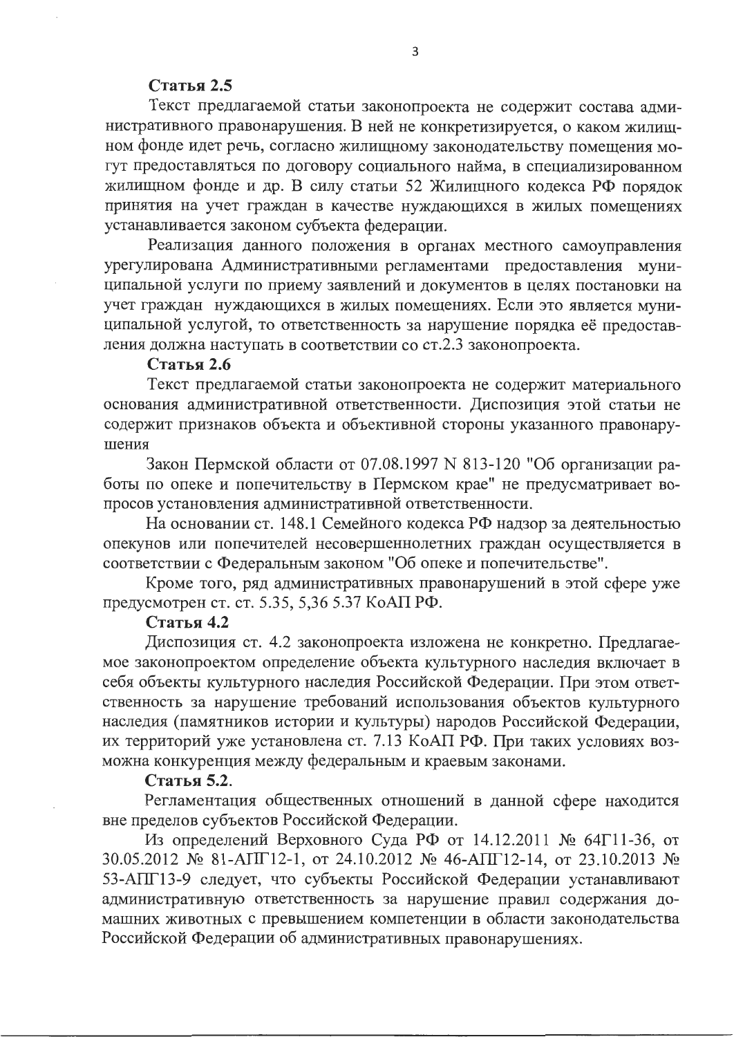**Статья 2.5**

Текст предлагаемой статьи законопроекта не содержит состава административного правонарушения. В ней не конкретизируется, о каком жилищном фонде идет речь, согласно жилищному законодательству помещения могут предоставляться по договору социального найма, в специализированном жилищном фонде и др. В силу статьи 52 Жилищного кодекса РФ порядок принятия на учет граждан в качестве нуждающихся в жилых помещениях устанавливается законом субъекта федерации.

Реализация данного положения в органах местного самоуправления урегулирована Административными регламентами предоставления муниципальной услуги по приему заявлений и документов в целях постановки на учет граждан нуждающихся в жилых помещениях. Если это является муниципальной услугой, то ответственность за нарушение порядка её предоставления должна наступать в соответствии со ст.2.3 законопроекта.

**Статья 2.6**

Текст предлагаемой статьи законопроекта не содержит материального основания административной ответственности. Диспозиция этой статьи не содержит признаков объекта и объективной стороны указанного правонарушения

Закон Пермской области от 07.08.1997 N 813-120 "Об организации работы по опеке и попечительству в Пермском крае" не предусматривает вопросов установления административной ответственности.

На основании ст. 148.1 Семейного кодекса РФ надзор за деятельностью опекунов или попечителей несовершеннолетних граждан осуществляется в соответствии с Федеральным законом "Об опеке и попечительстве".

Кроме того, ряд административных правонарушений в этой сфере уже предусмотрен ст. ст. 5.35, 5,36 5.37 КоАП РФ.

**Статья 4.2**

Диспозиция ст. 4.2 законопроекта изложена не конкретно. Предлагаемое законопроектом определение объекта культурного наследия включает в себя объекты культурного наследия Российской Федерации. При этом ответственность за нарушение требований использования объектов культурного наследия (памятников истории и культуры) народов Российской Федерации, их территорий уже установлена ст. 7.13 КоАП РФ. При таких условиях возможна конкуренция между федеральным и краевым законами.

**Статья 5.2.**

Регламентация общественных отношений в данной сфере находится вне пределов субъектов Российской Федерации.

Из определений Верховного Суда РФ от 14.12.2011 № 64Г11-36, от 30.05.2012 № 81-АПГ12-1, от 24.10.2012 № 46-АПГ12-14, от 23.10.2013 № 53-АПГ13-9 следует, что субъекты Российской Федерации устанавливают административную ответственность за нарушение правил содержания домашних животных с превышением компетенции в области законодательства Российской Федерации об административных правонарушениях.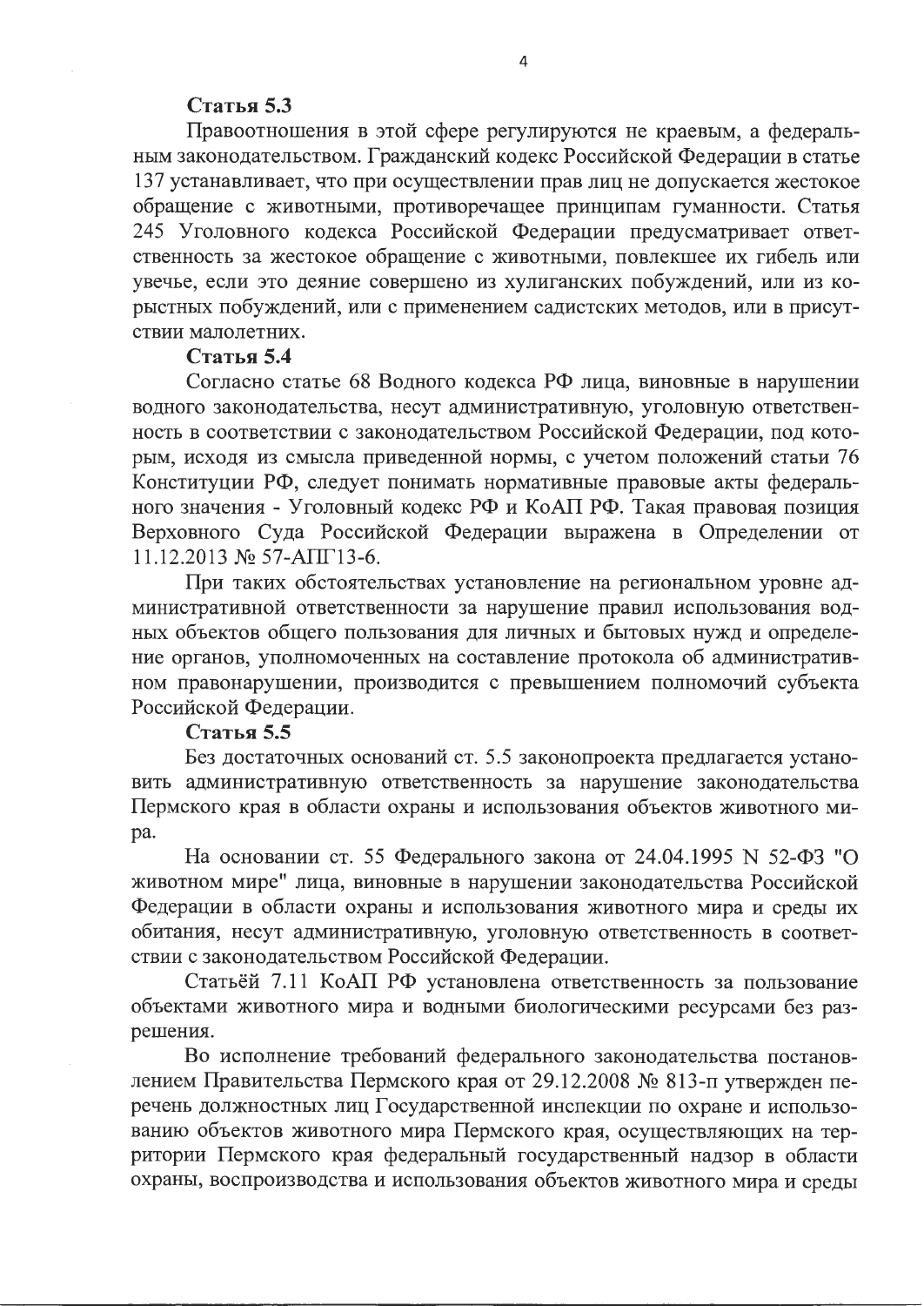**Статья 5.3**

Правоотношения в этой сфере регулируются не краевым, а федеральным законодательством. Гражданский кодекс Российской Федерации в статье 137 устанавливает, что при осуществлении прав лиц не допускается жестокое обращение с животными, противоречащее принципам гуманности. Статья 245 Уголовного кодекса Российской Федерации предусматривает ответственность за жестокое обращение с животными, повлекшее их гибель или увечье, если это деяние совершено из хулиганских побуждений, или из корыстных побуждений, или с применением садистских методов, или в присутствии малолетних.

**Статья 5.4**

Согласно статье 68 Водного кодекса РФ лица, виновные в нарушении водного законодательства, несут административную, уголовную ответственность в соответствии с законодательством Российской Федерации, под которым, исходя из смысла приведенной нормы, с учетом положений статьи 76 Конституции РФ, следует понимать нормативные правовые акты федерального значения - Уголовный кодекс РФ и КоАП РФ. Такая правовая позиция Верховного Суда Российской Федерации выражена в Определении от 11.12.2013 № 57-АПГ13-6.

При таких обстоятельствах установление на региональном уровне административной ответственности за нарушение правил использования водных объектов общего пользования для личных и бытовых нужд и определение органов, уполномоченных на составление протокола об административном правонарушении, производится с превышением полномочий субъекта Российской Федерации.

**Статья 5.5**

Без достаточных оснований ст. 5.5 законопроекта предлагается установить административную ответственность за нарушение законодательства Пермского края в области охраны и использования объектов животного мира.

На основании ст. 55 Федерального закона от 24.04.1995 N 52-ФЗ "О животном мире" лица, виновные в нарушении законодательства Российской Федерации в области охраны и использования животного мира и среды их обитания, несут административную, уголовную ответственность в соответствии с законодательством Российской Федерации.

Статьёй 7.11 КоАП РФ установлена ответственность за пользование объектами животного мира и водными биологическими ресурсами без разрешения.

Во исполнение требований федерального законодательства постановлением Правительства Пермского края от 29.12.2008 № 813-п утвержден перечень должностных лиц Государственной инспекции по охране и использованию объектов животного мира Пермского края, осуществляющих на территории Пермского края федеральный государственный надзор в области охраны, воспроизводства и использования объектов животного мира и среды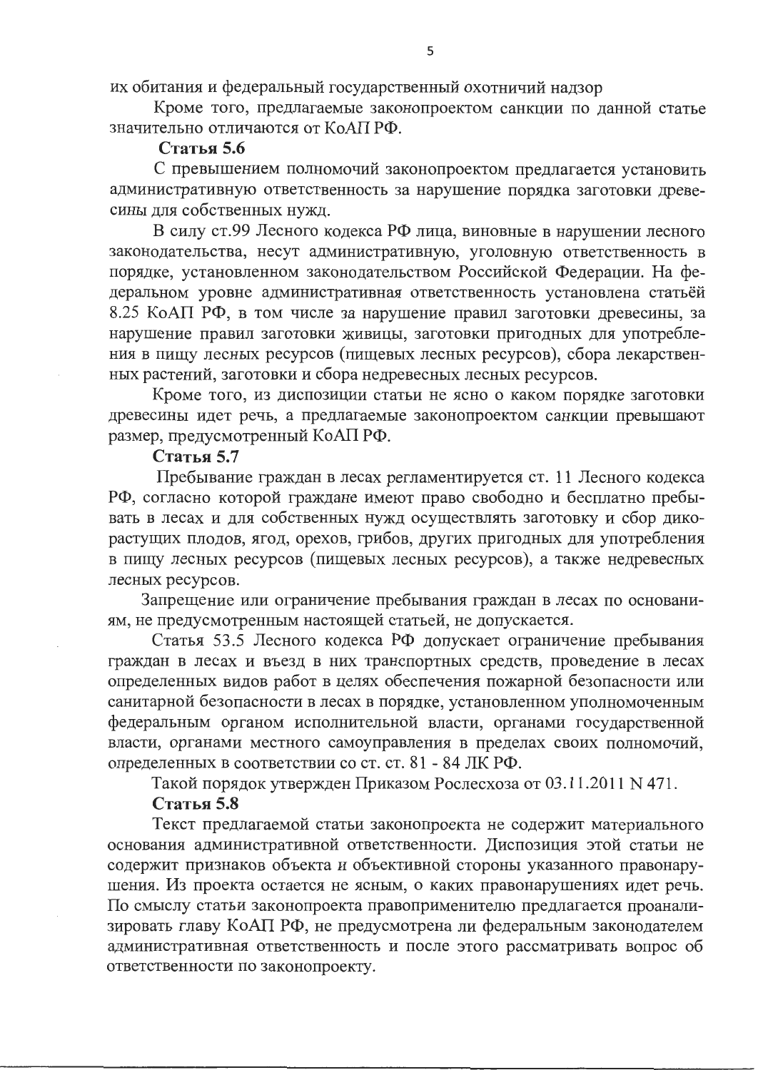их обитания и федеральный государственный охотничий надзор

Кроме того, предлагаемые законопроектом санкции по данной статье значительно отличаются от КоАП РФ.

**Статья 5.6**

С превышением полномочий законопроектом предлагается установить административную ответственность за нарушение порядка заготовки древесины для собственных нужд.

В силу ст.99 Лесного кодекса РФ лица, виновные в нарушении лесного законодательства, несут административную, уголовную ответственность в порядке, установленном законодательством Российской Федерации. На федеральном уровне административная ответственность установлена статьёй 8.25 КоАП РФ, в том числе за нарушение правил заготовки древесины, за нарушение правил заготовки живицы, заготовки пригодных для употребления в пищу лесных ресурсов (пищевых лесных ресурсов), сбора лекарственных растений, заготовки и сбора недревесных лесных ресурсов.

Кроме того, из диспозиции статьи не ясно о каком порядке заготовки древесины идет речь, а предлагаемые законопроектом санкции превышают размер, предусмотренный КоАП РФ.

**Статья 5.7**

Пребывание граждан в лесах регламентируется ст. 11 Лесного кодекса РФ, согласно которой граждане имеют право свободно и бесплатно пребывать в лесах и для собственных нужд осуществлять заготовку и сбор дикорастущих плодов, ягод, орехов, грибов, других пригодных для употребления в пищу лесных ресурсов (пищевых лесных ресурсов), а также недревесных лесных ресурсов.

Запрещение или ограничение пребывания граждан в лесах по основаниям, не предусмотренным настоящей статьей, не допускается.

Статья 53.5 Лесного кодекса РФ допускает ограничение пребывания граждан в лесах и въезд в них транспортных средств, проведение в лесах определенных видов работ в целях обеспечения пожарной безопасности или санитарной безопасности в лесах в порядке, установленном уполномоченным федеральным органом исполнительной власти, органами государственной власти, органами местного самоуправления в пределах своих полномочий, определенных в соответствии со ст. ст. 81 - 84 ЛК РФ.

Такой порядок утвержден Приказом Рослесхоза от 03.11.2011 N 471.

**Статья 5.8**

Текст предлагаемой статьи законопроекта не содержит материального основания административной ответственности. Диспозиция этой статьи не содержит признаков объекта и объективной стороны указанного правонарушения. Из проекта остается не ясным, о каких правонарушениях идет речь. По смыслу статьи законопроекта правоприменителю предлагается проанализировать главу КоАП РФ, не предусмотрена ли федеральным законодателем административная ответственность и после этого рассматривать вопрос об ответственности по законопроекту.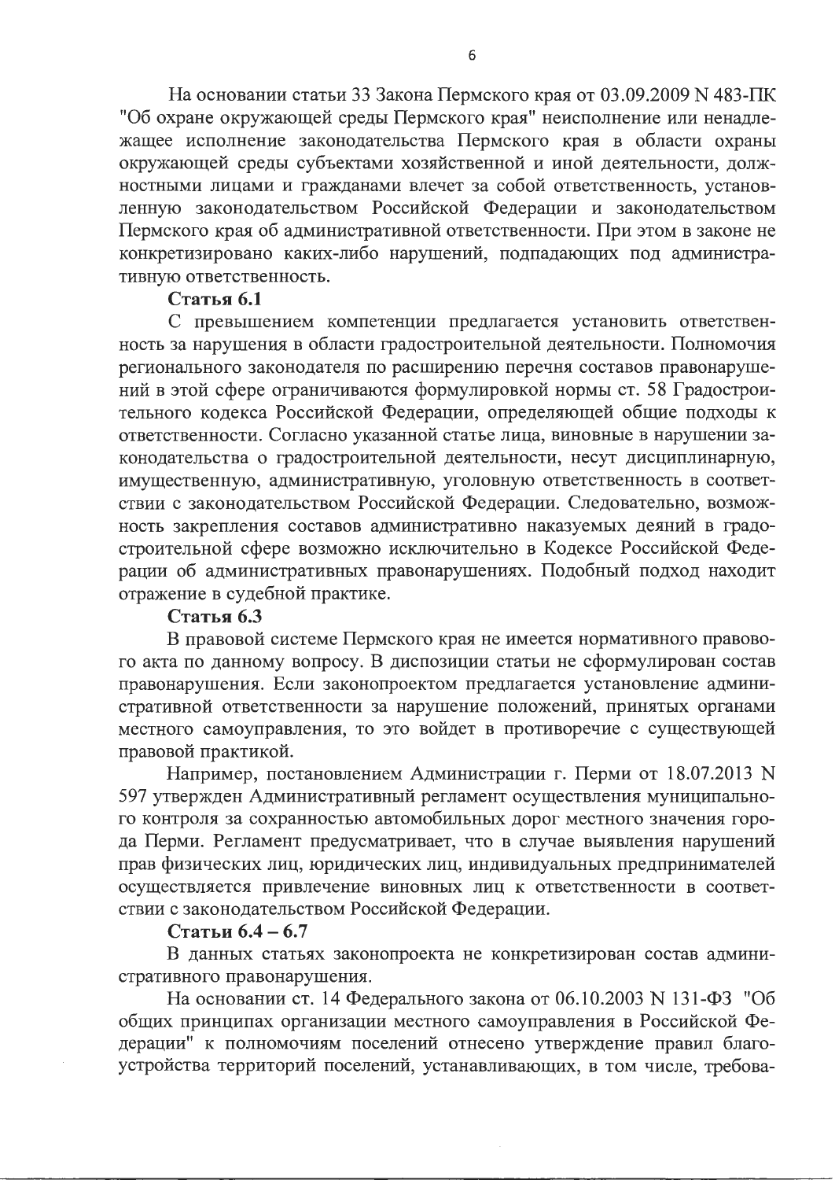На основании статьи 33 Закона Пермского края от 03.09.2009 N 483-ПК "Об охране окружающей среды Пермского края" неисполнение или ненадлежащее исполнение законодательства Пермского края в области охраны окружающей среды субъектами хозяйственной и иной деятельности, должностными лицами и гражданами влечет за собой ответственность, установленную законодательством Российской Федерации и законодательством Пермского края об административной ответственности. При этом в законе не конкретизировано каких-либо нарушений, подпадающих под административную ответственность.

**Статья 6.1**

С превышением компетенции предлагается установить ответственность за нарушения в области градостроительной деятельности. Полномочия регионального законодателя по расширению перечня составов правонарушений в этой сфере ограничиваются формулировкой нормы ст. 58 Градостроительного кодекса Российской Федерации, определяющей общие подходы к ответственности. Согласно указанной статье лица, виновные в нарушении законодательства о градостроительной деятельности, несут дисциплинарную, имущественную, административную, уголовную ответственность в соответствии с законодательством Российской Федерации. Следовательно, возможность закрепления составов административно наказуемых деяний в градостроительной сфере возможно исключительно в Кодексе Российской Федерации об административных правонарушениях. Подобный подход находит отражение в судебной практике.

**Статья 6.3**

В правовой системе Пермского края не имеется нормативного правового акта по данному вопросу. В диспозиции статьи не сформулирован состав правонарушения. Если законопроектом предлагается установление административной ответственности за нарушение положений, принятых органами местного самоуправления, то это войдет в противоречие с существующей правовой практикой.

Например, постановлением Администрации г. Перми от 18.07.2013 N 597 утвержден Административный регламент осуществления муниципального контроля за сохранностью автомобильных дорог местного значения города Перми. Регламент предусматривает, что в случае выявления нарушений прав физических лиц, юридических лиц, индивидуальных предпринимателей осуществляется привлечение виновных лиц к ответственности в соответствии с законодательством Российской Федерации.

**Статьи 6.4 – 6.7**

В данных статьях законопроекта не конкретизирован состав административного правонарушения.

На основании ст. 14 Федерального закона от 06.10.2003 N 131-ФЗ "Об общих принципах организации местного самоуправления в Российской Федерации" к полномочиям поселений отнесено утверждение правил благоустройства территорий поселений, устанавливающих, в том числе, требова-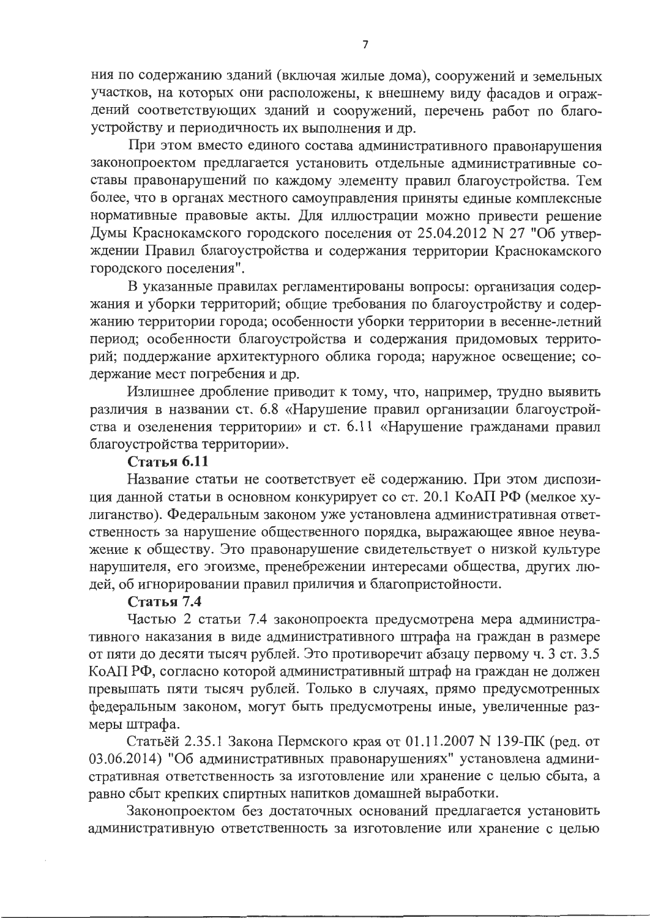ния по содержанию зданий (включая жилые дома), сооружений и земельных участков, на которых они расположены, к внешнему виду фасадов и ограждений соответствующих зданий и сооружений, перечень работ по благоустройству и периодичность их выполнения и др.

При этом вместо единого состава административного правонарушения законопроектом предлагается установить отдельные административные составы правонарушений по каждому элементу правил благоустройства. Тем более, что в органах местного самоуправления приняты единые комплексные нормативные правовые акты. Для иллюстрации можно привести решение Думы Краснокамского городского поселения от 25.04.2012 N 27 "Об утверждении Правил благоустройства и содержания территории Краснокамского городского поселения".

В указанные правилах регламентированы вопросы: организация содержания и уборки территорий; общие требования по благоустройству и содержанию территории города; особенности уборки территории в весенне-летний период; особенности благоустройства и содержания придомовых территорий; поддержание архитектурного облика города; наружное освещение; содержание мест погребения и др.

Излишнее дробление приводит к тому, что, например, трудно выявить различия в названии ст. 6.8 «Нарушение правил организации благоустройства и озеленения территории» и ст. 6.11 «Нарушение гражданами правил благоустройства территории».

**Статья 6.11**

Название статьи не соответствует её содержанию. При этом диспозиция данной статьи в основном конкурирует со ст. 20.1 КоАП РФ (мелкое хулиганство). Федеральным законом уже установлена административная ответственность за нарушение общественного порядка, выражающее явное неуважение к обществу. Это правонарушение свидетельствует о низкой культуре нарушителя, его эгоизме, пренебрежении интересами общества, других людей, об игнорировании правил приличия и благопристойности.

**Статья 7.4**

Частью 2 статьи 7.4 законопроекта предусмотрена мера административного наказания в виде административного штрафа на граждан в размере от пяти до десяти тысяч рублей. Это противоречит абзацу первому ч. 3 ст. 3.5 КоАП РФ, согласно которой административный штраф на граждан не должен превышать пяти тысяч рублей. Только в случаях, прямо предусмотренных федеральным законом, могут быть предусмотрены иные, увеличенные размеры штрафа.

Статьёй 2.35.1 Закона Пермского края от 01.11.2007 N 139-ПК (ред. от 03.06.2014) "Об административных правонарушениях" установлена административная ответственность за изготовление или хранение с целью сбыта, а равно сбыт крепких спиртных напитков домашней выработки.

Законопроектом без достаточных оснований предлагается установить административную ответственность за изготовление или хранение с целью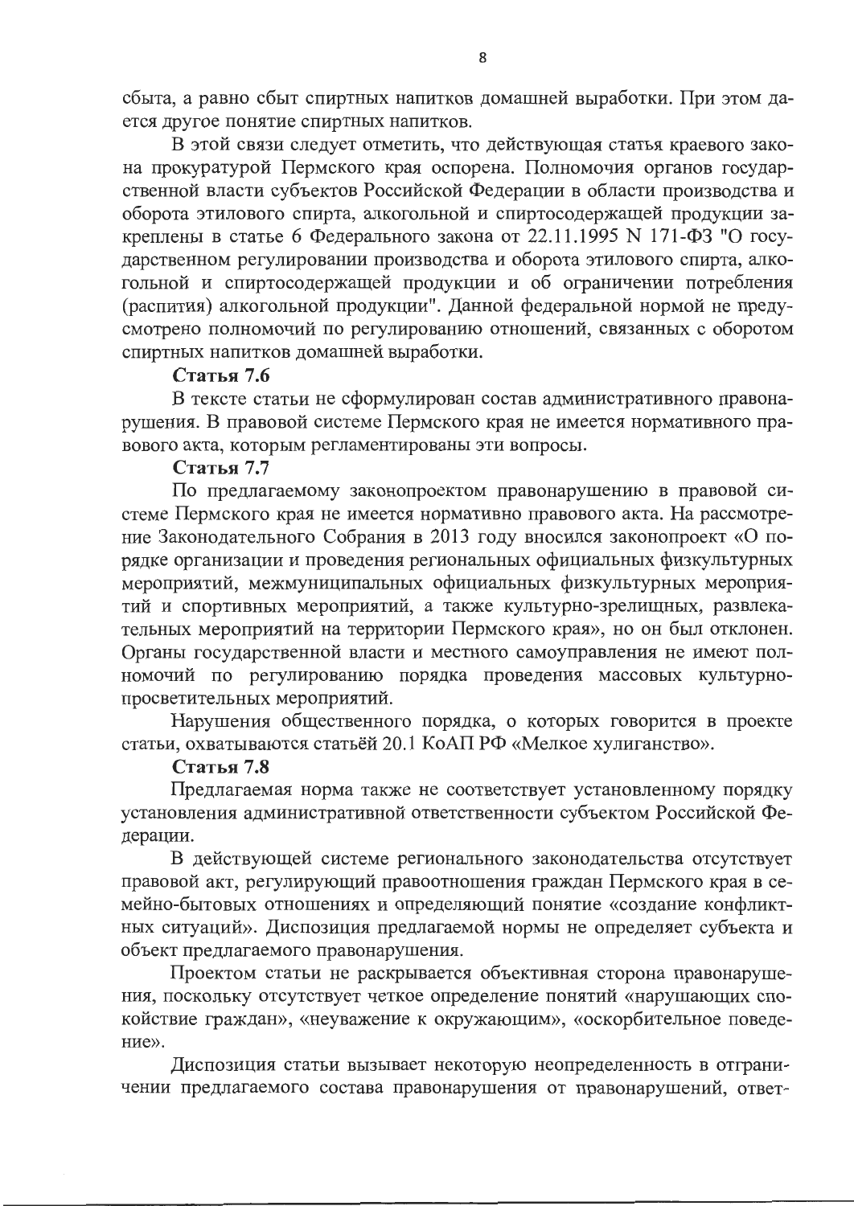сбыта, а равно сбыт спиртных напитков домашней выработки. При этом дается другое понятие спиртных напитков.

В этой связи следует отметить, что действующая статья краевого закона прокуратурой Пермского края оспорена. Полномочия органов государственной власти субъектов Российской Федерации в области производства и оборота этилового спирта, алкогольной и спиртосодержащей продукции закреплены в статье 6 Федерального закона от 22.11.1995 N 171-ФЗ "О государственном регулировании производства и оборота этилового спирта, алкогольной и спиртосодержащей продукции и об ограничении потребления (распития) алкогольной продукции". Данной федеральной нормой не предусмотрено полномочий по регулированию отношений, связанных с оборотом спиртных напитков домашней выработки.

**Статья 7.6**

В тексте статьи не сформулирован состав административного правонарушения. В правовой системе Пермского края не имеется нормативного правового акта, которым регламентированы эти вопросы.

**Статья 7.7**

По предлагаемому законопроектом правонарушению в правовой системе Пермского края не имеется нормативно правового акта. На рассмотрение Законодательного Собрания в 2013 году вносился законопроект «О порядке организации и проведения региональных официальных физкультурных мероприятий, межмуниципальных официальных физкультурных мероприятий и спортивных мероприятий, а также культурно-зрелищных, развлекательных мероприятий на территории Пермского края», но он был отклонен. Органы государственной власти и местного самоуправления не имеют полномочий по регулированию порядка проведения массовых культурно-просветительных мероприятий.

Нарушения общественного порядка, о которых говорится в проекте статьи, охватываются статьёй 20.1 КоАП РФ «Мелкое хулиганство».

**Статья 7.8**

Предлагаемая норма также не соответствует установленному порядку установления административной ответственности субъектом Российской Федерации.

В действующей системе регионального законодательства отсутствует правовой акт, регулирующий правоотношения граждан Пермского края в семейно-бытовых отношениях и определяющий понятие «создание конфликтных ситуаций». Диспозиция предлагаемой нормы не определяет субъекта и объект предлагаемого правонарушения.

Проектом статьи не раскрывается объективная сторона правонарушения, поскольку отсутствует четкое определение понятий «нарушающих спокойствие граждан», «неуважение к окружающим», «оскорбительное поведение».

Диспозиция статьи вызывает некоторую неопределенность в отграничении предлагаемого состава правонарушения от правонарушений, ответ-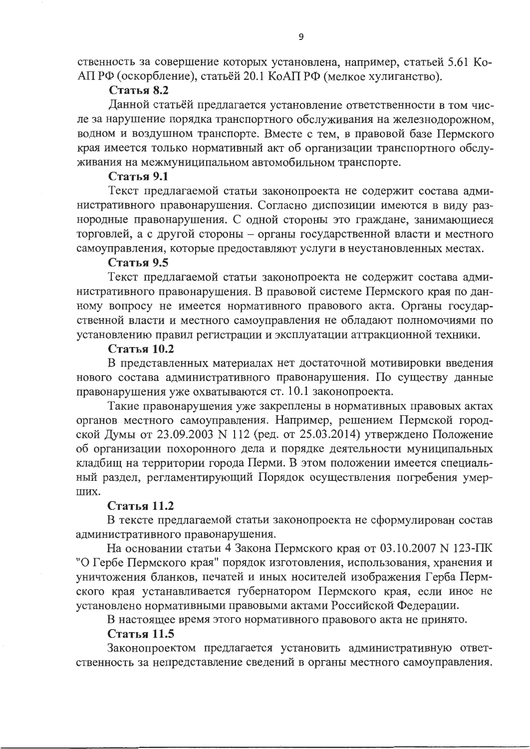ственность за совершение которых установлена, например, статьей 5.61 КоАП РФ (оскорбление), статьёй 20.1 КоАП РФ (мелкое хулиганство).

**Статья 8.2**

Данной статьёй предлагается установление ответственности в том числе за нарушение порядка транспортного обслуживания на железнодорожном, водном и воздушном транспорте. Вместе с тем, в правовой базе Пермского края имеется только нормативный акт об организации транспортного обслуживания на межмуниципальном автомобильном транспорте.

**Статья 9.1**

Текст предлагаемой статьи законопроекта не содержит состава административного правонарушения. Согласно диспозиции имеются в виду разнородные правонарушения. С одной стороны это граждане, занимающиеся торговлей, а с другой стороны – органы государственной власти и местного самоуправления, которые предоставляют услуги в неустановленных местах.

**Статья 9.5**

Текст предлагаемой статьи законопроекта не содержит состава административного правонарушения. В правовой системе Пермского края по данному вопросу не имеется нормативного правового акта. Органы государственной власти и местного самоуправления не обладают полномочиями по установлению правил регистрации и эксплуатации аттракционной техники.

**Статья 10.2**

В представленных материалах нет достаточной мотивировки введения нового состава административного правонарушения. По существу данные правонарушения уже охватываются ст. 10.1 законопроекта.

Такие правонарушения уже закреплены в нормативных правовых актах органов местного самоуправления. Например, решением Пермской городской Думы от 23.09.2003 N 112 (ред. от 25.03.2014) утверждено Положение об организации похоронного дела и порядке деятельности муниципальных кладбищ на территории города Перми. В этом положении имеется специальный раздел, регламентирующий Порядок осуществления погребения умерших.

**Статья 11.2**

В тексте предлагаемой статьи законопроекта не сформулирован состав административного правонарушения.

На основании статьи 4 Закона Пермского края от 03.10.2007 N 123-ПК "О Гербе Пермского края" порядок изготовления, использования, хранения и уничтожения бланков, печатей и иных носителей изображения Герба Пермского края устанавливается губернатором Пермского края, если иное не установлено нормативными правовыми актами Российской Федерации.

В настоящее время этого нормативного правового акта не принято.

**Статья 11.5**

Законопроектом предлагается установить административную ответственность за непредставление сведений в органы местного самоуправления.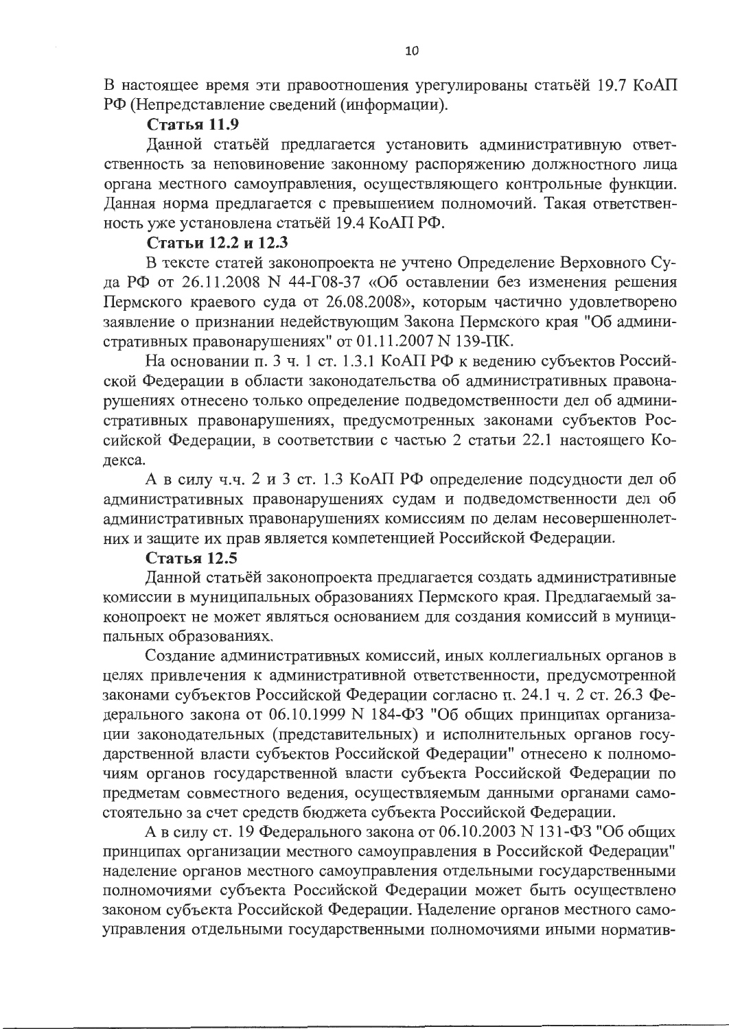В настоящее время эти правоотношения урегулированы статьёй 19.7 КоАП РФ (Непредставление сведений (информации).

**Статья 11.9**

Данной статьёй предлагается установить административную ответственность за неповиновение законному распоряжению должностного лица органа местного самоуправления, осуществляющего контрольные функции. Данная норма предлагается с превышением полномочий. Такая ответственность уже установлена статьёй 19.4 КоАП РФ.

**Статьи 12.2 и 12.3**

В тексте статей законопроекта не учтено Определение Верховного Суда РФ от 26.11.2008 N 44-Г08-37 «Об оставлении без изменения решения Пермского краевого суда от 26.08.2008», которым частично удовлетворено заявление о признании недействующим Закона Пермского края "Об административных правонарушениях" от 01.11.2007 N 139-ПК.

На основании п. 3 ч. 1 ст. 1.3.1 КоАП РФ к ведению субъектов Российской Федерации в области законодательства об административных правонарушениях отнесено только определение подведомственности дел об административных правонарушениях, предусмотренных законами субъектов Российской Федерации, в соответствии с частью 2 статьи 22.1 настоящего Кодекса.

А в силу ч.ч. 2 и 3 ст. 1.3 КоАП РФ определение подсудности дел об административных правонарушениях судам и подведомственности дел об административных правонарушениях комиссиям по делам несовершеннолетних и защите их прав является компетенцией Российской Федерации.

**Статья 12.5**

Данной статьёй законопроекта предлагается создать административные комиссии в муниципальных образованиях Пермского края. Предлагаемый законопроект не может являться основанием для создания комиссий в муниципальных образованиях.

Создание административных комиссий, иных коллегиальных органов в целях привлечения к административной ответственности, предусмотренной законами субъектов Российской Федерации согласно п. 24.1 ч. 2 ст. 26.3 Федерального закона от 06.10.1999 N 184-ФЗ "Об общих принципах организации законодательных (представительных) и исполнительных органов государственной власти субъектов Российской Федерации" отнесено к полномочиям органов государственной власти субъекта Российской Федерации по предметам совместного ведения, осуществляемым данными органами самостоятельно за счет средств бюджета субъекта Российской Федерации.

А в силу ст. 19 Федерального закона от 06.10.2003 N 131-ФЗ "Об общих принципах организации местного самоуправления в Российской Федерации" наделение органов местного самоуправления отдельными государственными полномочиями субъекта Российской Федерации может быть осуществлено законом субъекта Российской Федерации. Наделение органов местного самоуправления отдельными государственными полномочиями иными норматив-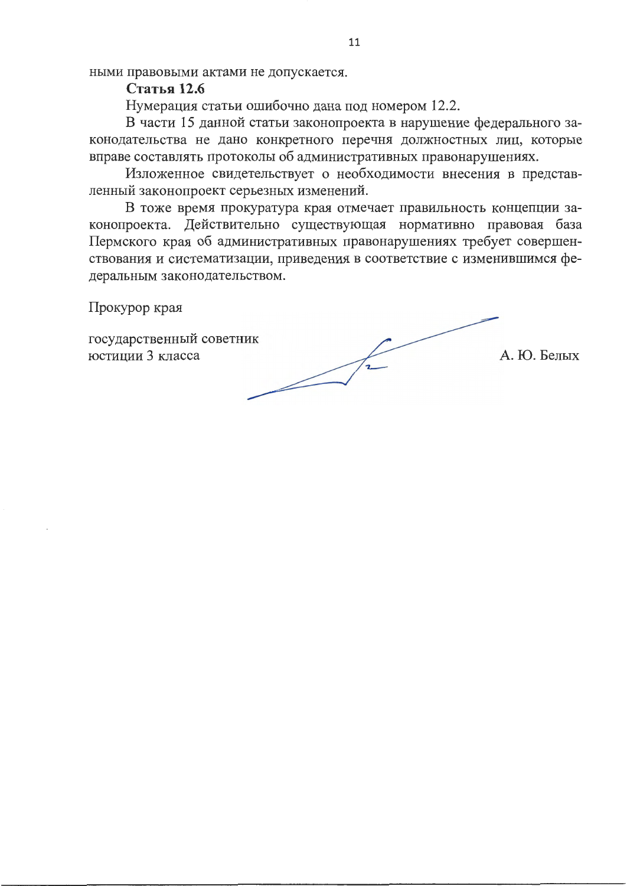ными правовыми актами не допускается.

**Статья 12.6**

Нумерация статьи ошибочно дана под номером 12.2.

В части 15 данной статьи законопроекта в нарушение федерального законодательства не дано конкретного перечня должностных лиц, которые вправе составлять протоколы об административных правонарушениях.

Изложенное свидетельствует о необходимости внесения в представленный законопроект серьезных изменений.

В тоже время прокуратура края отмечает правильность концепции законопроекта. Действительно существующая нормативно правовая база Пермского края об административных правонарушениях требует совершенствования и систематизации, приведения в соответствие с изменившимся федеральным законодательством.

Прокурор края

государственный советник
юстиции 3 класса А. Ю. Белых